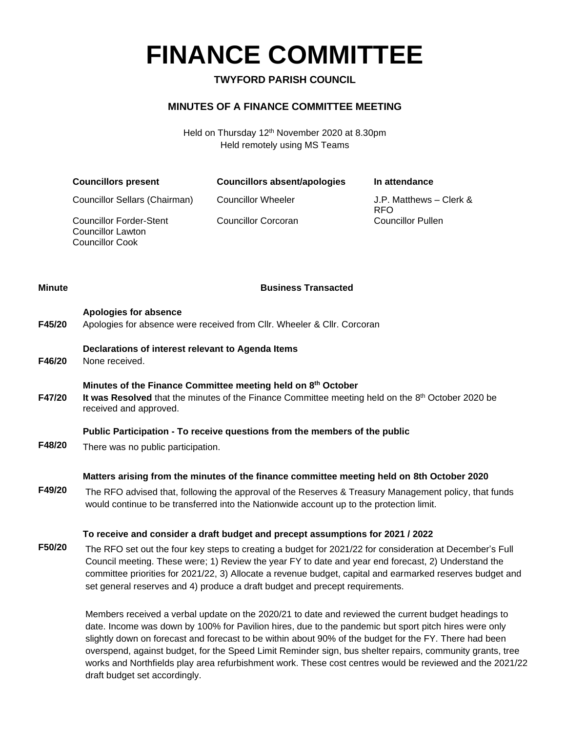# FINANCE COMMITTEE

**TWYFORD PARISH COUNCIL**

**MINUTES OF A FINANCE COMMITTEE MEETING**

Held on Thursday 12th November 2020 at 8.30pm
Held remotely using MS Teams

| Councillors present | Councillors absent/apologies | In attendance |
|---|---|---|
| Councillor Sellars (Chairman) | Councillor Wheeler | J.P. Matthews – Clerk & RFO |
| Councillor Forder-Stent<br>Councillor Lawton<br>Councillor Cook | Councillor Corcoran | Councillor Pullen |

| Minute | Business Transacted |
|---|---|
| F45/20 | **Apologies for absence**<br>Apologies for absence were received from Cllr. Wheeler & Cllr. Corcoran |
| F46/20 | **Declarations of interest relevant to Agenda Items**<br>None received. |
| F47/20 | **Minutes of the Finance Committee meeting held on 8th October**<br>**It was Resolved** that the minutes of the Finance Committee meeting held on the 8th October 2020 be received and approved. |
| F48/20 | **Public Participation - To receive questions from the members of the public**<br>There was no public participation. |
| F49/20 | **Matters arising from the minutes of the finance committee meeting held on 8th October 2020**<br>The RFO advised that, following the approval of the Reserves & Treasury Management policy, that funds would continue to be transferred into the Nationwide account up to the protection limit. |
| F50/20 | **To receive and consider a draft budget and precept assumptions for 2021 / 2022**<br>The RFO set out the four key steps to creating a budget for 2021/22 for consideration at December's Full Council meeting. These were; 1) Review the year FY to date and year end forecast, 2) Understand the committee priorities for 2021/22, 3) Allocate a revenue budget, capital and earmarked reserves budget and set general reserves and 4) produce a draft budget and precept requirements.<br><br>Members received a verbal update on the 2020/21 to date and reviewed the current budget headings to date. Income was down by 100% for Pavilion hires, due to the pandemic but sport pitch hires were only slightly down on forecast and forecast to be within about 90% of the budget for the FY. There had been overspend, against budget, for the Speed Limit Reminder sign, bus shelter repairs, community grants, tree works and Northfields play area refurbishment work. These cost centres would be reviewed and the 2021/22 draft budget set accordingly. |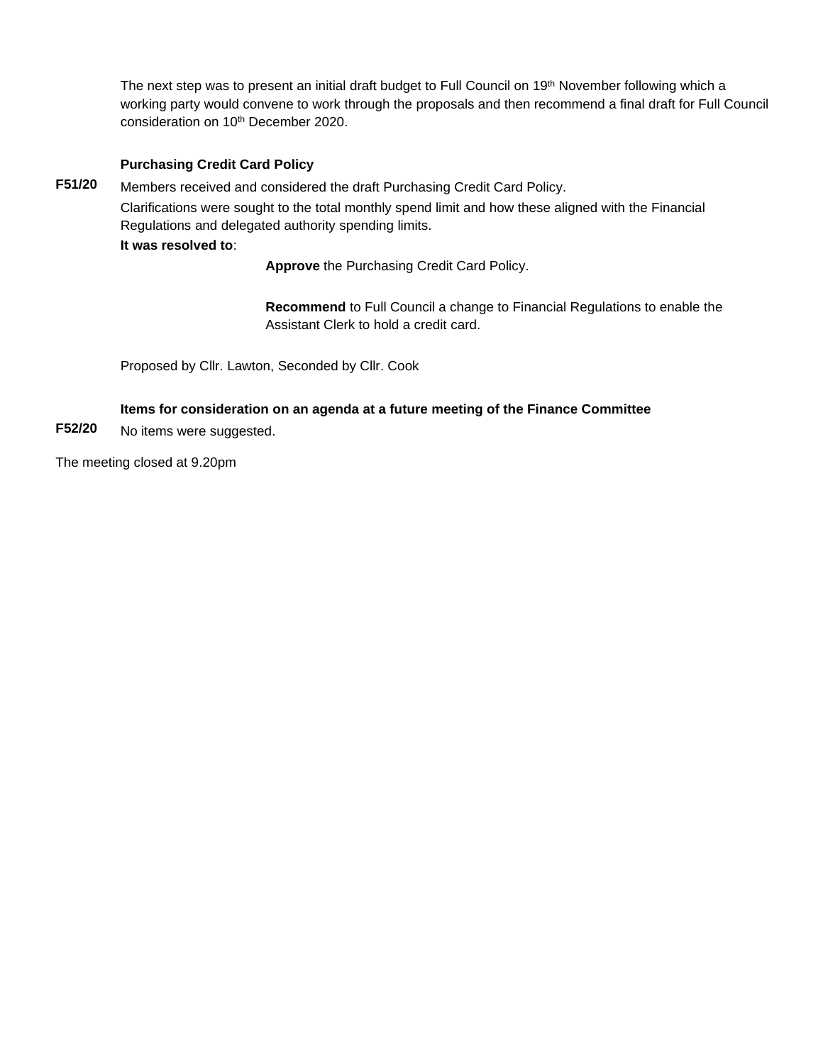The next step was to present an initial draft budget to Full Council on 19th November following which a working party would convene to work through the proposals and then recommend a final draft for Full Council consideration on 10th December 2020.

**Purchasing Credit Card Policy**

**F51/20** Members received and considered the draft Purchasing Credit Card Policy.

Clarifications were sought to the total monthly spend limit and how these aligned with the Financial Regulations and delegated authority spending limits.

**It was resolved to**:

**Approve** the Purchasing Credit Card Policy.

**Recommend** to Full Council a change to Financial Regulations to enable the Assistant Clerk to hold a credit card.

Proposed by Cllr. Lawton, Seconded by Cllr. Cook

**Items for consideration on an agenda at a future meeting of the Finance Committee**

**F52/20** No items were suggested.

The meeting closed at 9.20pm